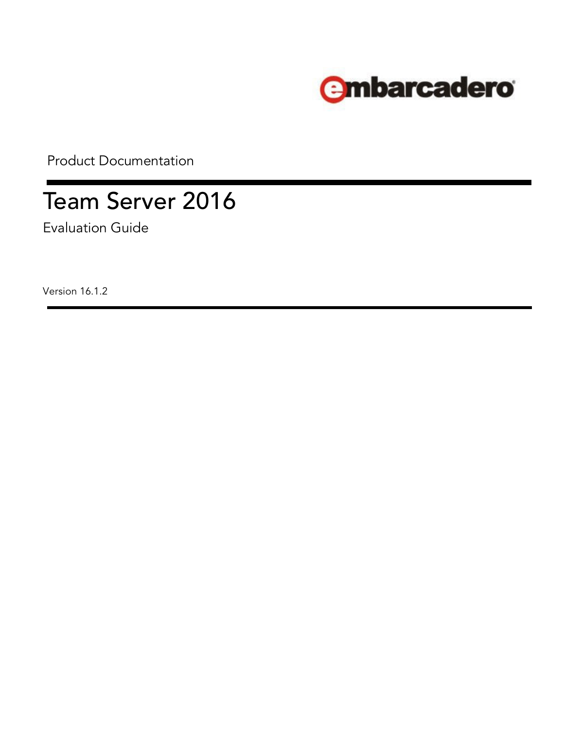embarcadero

Product Documentation

# Team Server 2016

Evaluation Guide

Version 16.1.2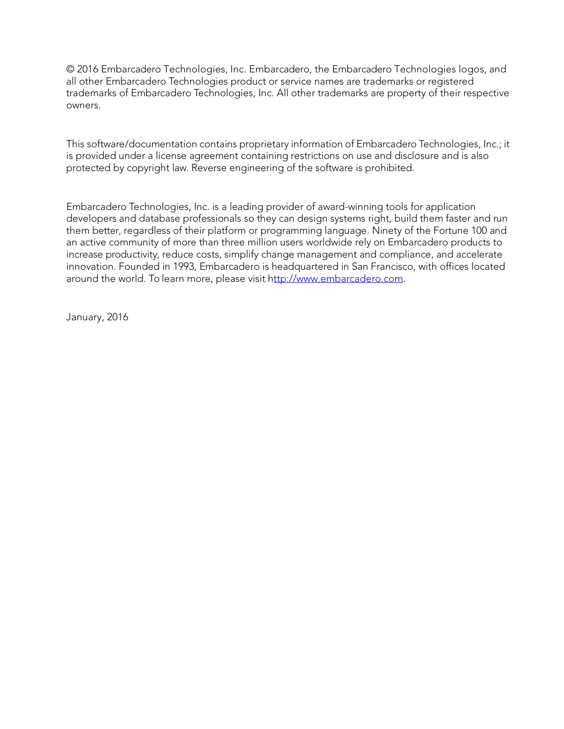© 2016 Embarcadero Technologies, Inc. Embarcadero, the Embarcadero Technologies logos, and all other Embarcadero Technologies product or service names are trademarks or registered trademarks of Embarcadero Technologies, Inc. All other trademarks are property of their respective owners.

This software/documentation contains proprietary information of Embarcadero Technologies, Inc.; it is provided under a license agreement containing restrictions on use and disclosure and is also protected by copyright law. Reverse engineering of the software is prohibited.

Embarcadero Technologies, Inc. is a leading provider of award-winning tools for application developers and database professionals so they can design systems right, build them faster and run them better, regardless of their platform or programming language. Ninety of the Fortune 100 and an active community of more than three million users worldwide rely on Embarcadero products to increase productivity, reduce costs, simplify change management and compliance, and accelerate innovation. Founded in 1993, Embarcadero is headquartered in San Francisco, with offices located around the world. To learn more, please visit http://www.embarcadero.com.

January, 2016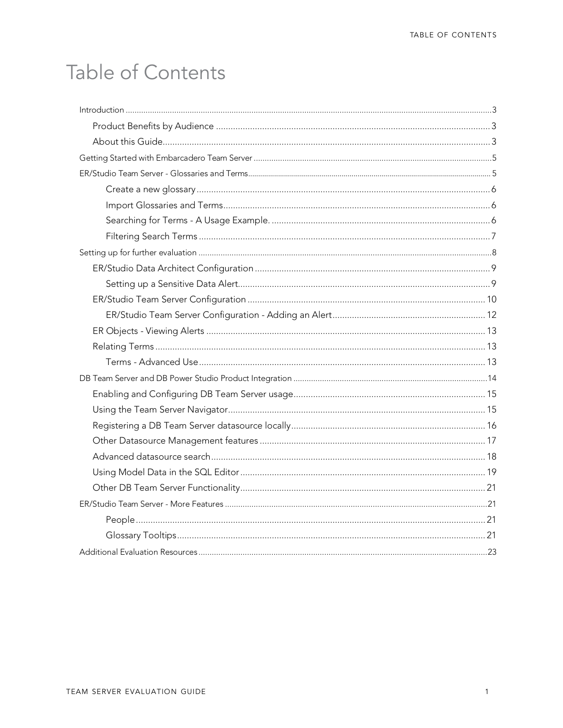# Table of Contents

- Introduction ... 3
  - Product Benefits by Audience ... 3
  - About this Guide ... 3
- Getting Started with Embarcadero Team Server ... 5
- ER/Studio Team Server - Glossaries and Terms ... 5
    - Create a new glossary ... 6
    - Import Glossaries and Terms ... 6
    - Searching for Terms - A Usage Example. ... 6
    - Filtering Search Terms ... 7
- Setting up for further evaluation ... 8
  - ER/Studio Data Architect Configuration ... 9
    - Setting up a Sensitive Data Alert ... 9
  - ER/Studio Team Server Configuration ... 10
    - ER/Studio Team Server Configuration - Adding an Alert ... 12
  - ER Objects - Viewing Alerts ... 13
  - Relating Terms ... 13
    - Terms - Advanced Use ... 13
- DB Team Server and DB Power Studio Product Integration ... 14
  - Enabling and Configuring DB Team Server usage ... 15
  - Using the Team Server Navigator ... 15
  - Registering a DB Team Server datasource locally ... 16
  - Other Datasource Management features ... 17
  - Advanced datasource search ... 18
  - Using Model Data in the SQL Editor ... 19
  - Other DB Team Server Functionality ... 21
- ER/Studio Team Server - More Features ... 21
    - People ... 21
    - Glossary Tooltips ... 21
- Additional Evaluation Resources ... 23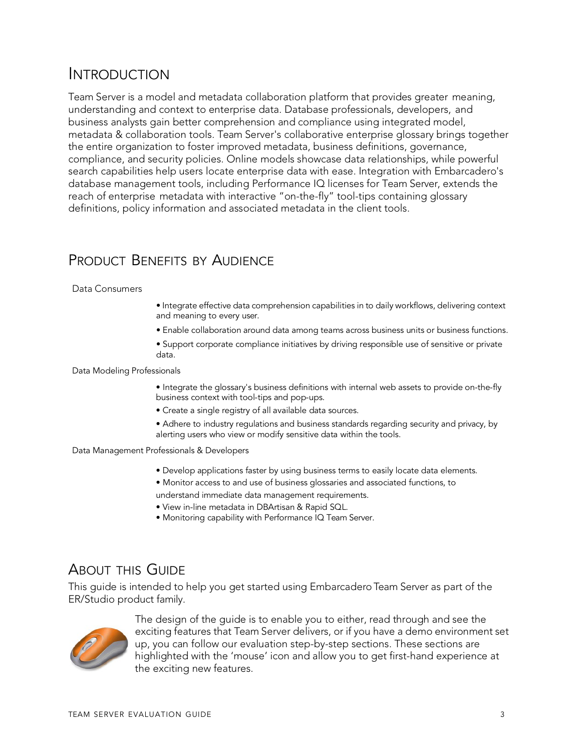# Introduction

Team Server is a model and metadata collaboration platform that provides greater meaning, understanding and context to enterprise data. Database professionals, developers, and business analysts gain better comprehension and compliance using integrated model, metadata & collaboration tools. Team Server's collaborative enterprise glossary brings together the entire organization to foster improved metadata, business definitions, governance, compliance, and security policies. Online models showcase data relationships, while powerful search capabilities help users locate enterprise data with ease. Integration with Embarcadero's database management tools, including Performance IQ licenses for Team Server, extends the reach of enterprise metadata with interactive "on-the-fly" tool-tips containing glossary definitions, policy information and associated metadata in the client tools.

# Product Benefits by Audience

Data Consumers

- Integrate effective data comprehension capabilities in to daily workflows, delivering context and meaning to every user.
- Enable collaboration around data among teams across business units or business functions.
- Support corporate compliance initiatives by driving responsible use of sensitive or private data.

Data Modeling Professionals

- Integrate the glossary's business definitions with internal web assets to provide on-the-fly business context with tool-tips and pop-ups.
- Create a single registry of all available data sources.
- Adhere to industry regulations and business standards regarding security and privacy, by alerting users who view or modify sensitive data within the tools.

Data Management Professionals & Developers

- Develop applications faster by using business terms to easily locate data elements.
- Monitor access to and use of business glossaries and associated functions, to understand immediate data management requirements.
- View in-line metadata in DBArtisan & Rapid SQL.
- Monitoring capability with Performance IQ Team Server.

# About this Guide

This guide is intended to help you get started using Embarcadero Team Server as part of the ER/Studio product family.

The design of the guide is to enable you to either, read through and see the exciting features that Team Server delivers, or if you have a demo environment set up, you can follow our evaluation step-by-step sections. These sections are highlighted with the 'mouse' icon and allow you to get first-hand experience at the exciting new features.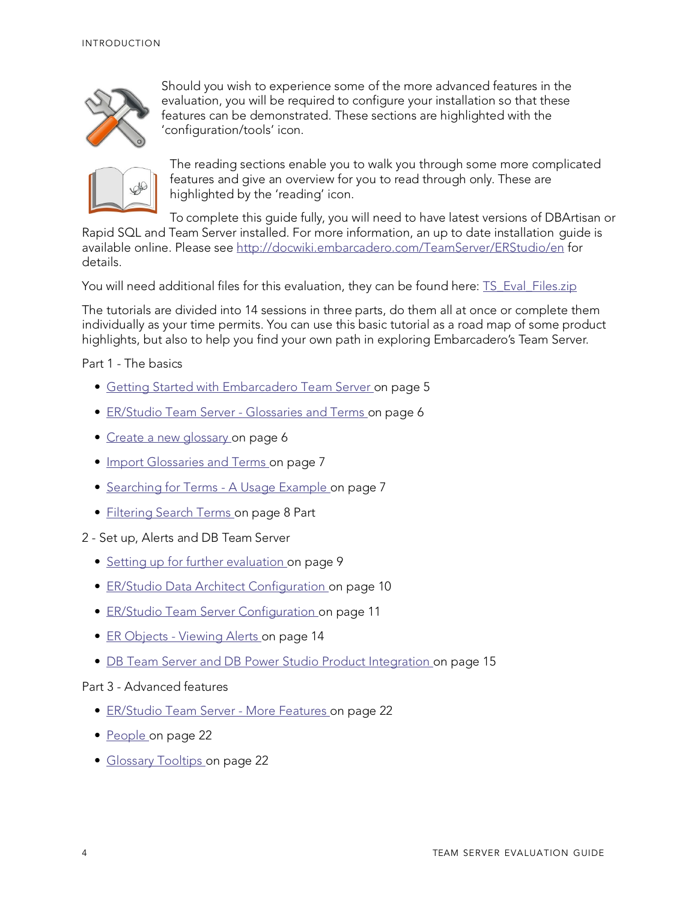Should you wish to experience some of the more advanced features in the evaluation, you will be required to configure your installation so that these features can be demonstrated. These sections are highlighted with the 'configuration/tools' icon.

The reading sections enable you to walk you through some more complicated features and give an overview for you to read through only. These are highlighted by the 'reading' icon.

To complete this guide fully, you will need to have latest versions of DBArtisan or Rapid SQL and Team Server installed. For more information, an up to date installation guide is available online. Please see [http://docwiki.embarcadero.com/TeamServer/ERStudio/en](http://docwiki.embarcadero.com/TeamServer/ERStudio/en) for details.

You will need additional files for this evaluation, they can be found here: [TS_Eval_Files.zip](TS_Eval_Files.zip)

The tutorials are divided into 14 sessions in three parts, do them all at once or complete them individually as your time permits. You can use this basic tutorial as a road map of some product highlights, but also to help you find your own path in exploring Embarcadero's Team Server.

Part 1 - The basics

- Getting Started with Embarcadero Team Server on page 5
- ER/Studio Team Server - Glossaries and Terms on page 6
- Create a new glossary on page 6
- Import Glossaries and Terms on page 7
- Searching for Terms - A Usage Example on page 7
- Filtering Search Terms on page 8 Part

2 - Set up, Alerts and DB Team Server

- Setting up for further evaluation on page 9
- ER/Studio Data Architect Configuration on page 10
- ER/Studio Team Server Configuration on page 11
- ER Objects - Viewing Alerts on page 14
- DB Team Server and DB Power Studio Product Integration on page 15

Part 3 - Advanced features

- ER/Studio Team Server - More Features on page 22
- People on page 22
- Glossary Tooltips on page 22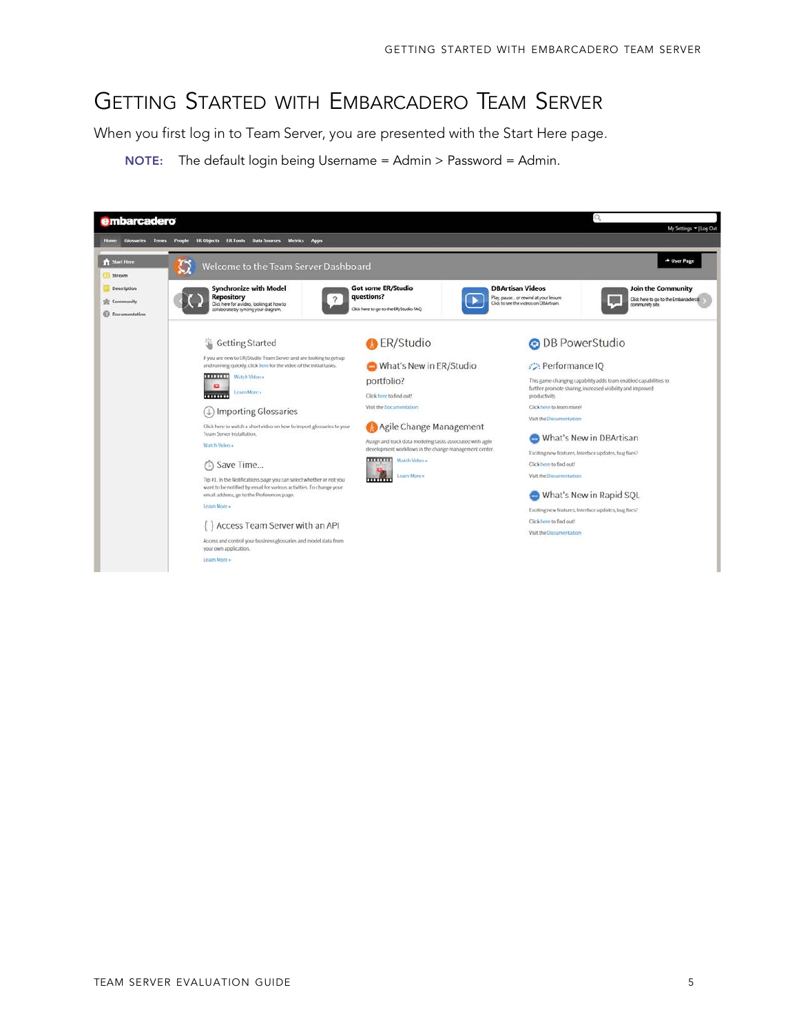# Getting Started with Embarcadero Team Server

When you first log in to Team Server, you are presented with the Start Here page.

**NOTE:** The default login being Username = Admin > Password = Admin.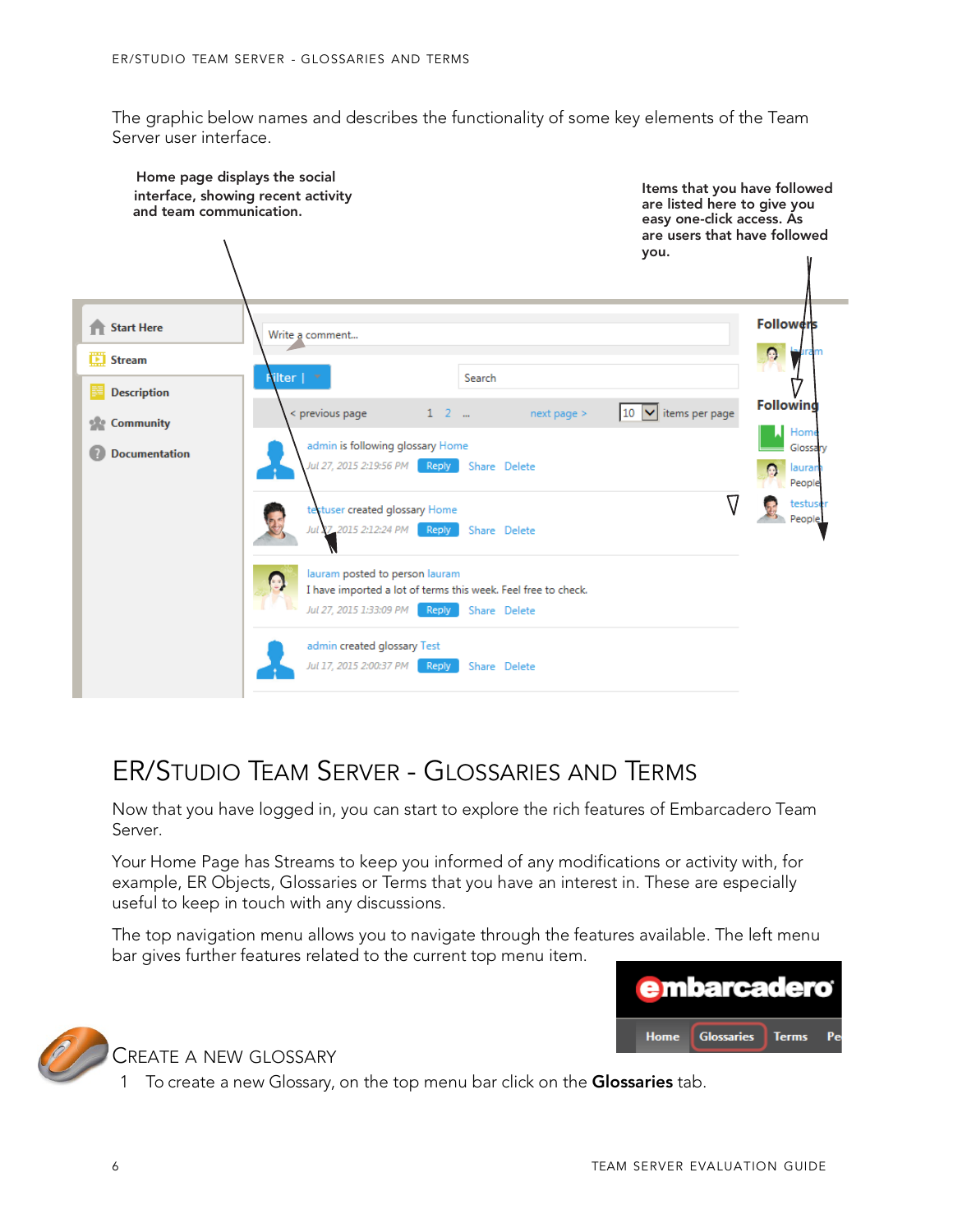The graphic below names and describes the functionality of some key elements of the Team Server user interface.

Home page displays the social interface, showing recent activity and team communication.

Items that you have followed are listed here to give you easy one-click access. As are users that have followed you.

# ER/Studio Team Server - Glossaries and Terms

Now that you have logged in, you can start to explore the rich features of Embarcadero Team Server.

Your Home Page has Streams to keep you informed of any modifications or activity with, for example, ER Objects, Glossaries or Terms that you have an interest in. These are especially useful to keep in touch with any discussions.

The top navigation menu allows you to navigate through the features available. The left menu bar gives further features related to the current top menu item.

## Create a New Glossary

1. To create a new Glossary, on the top menu bar click on the **Glossaries** tab.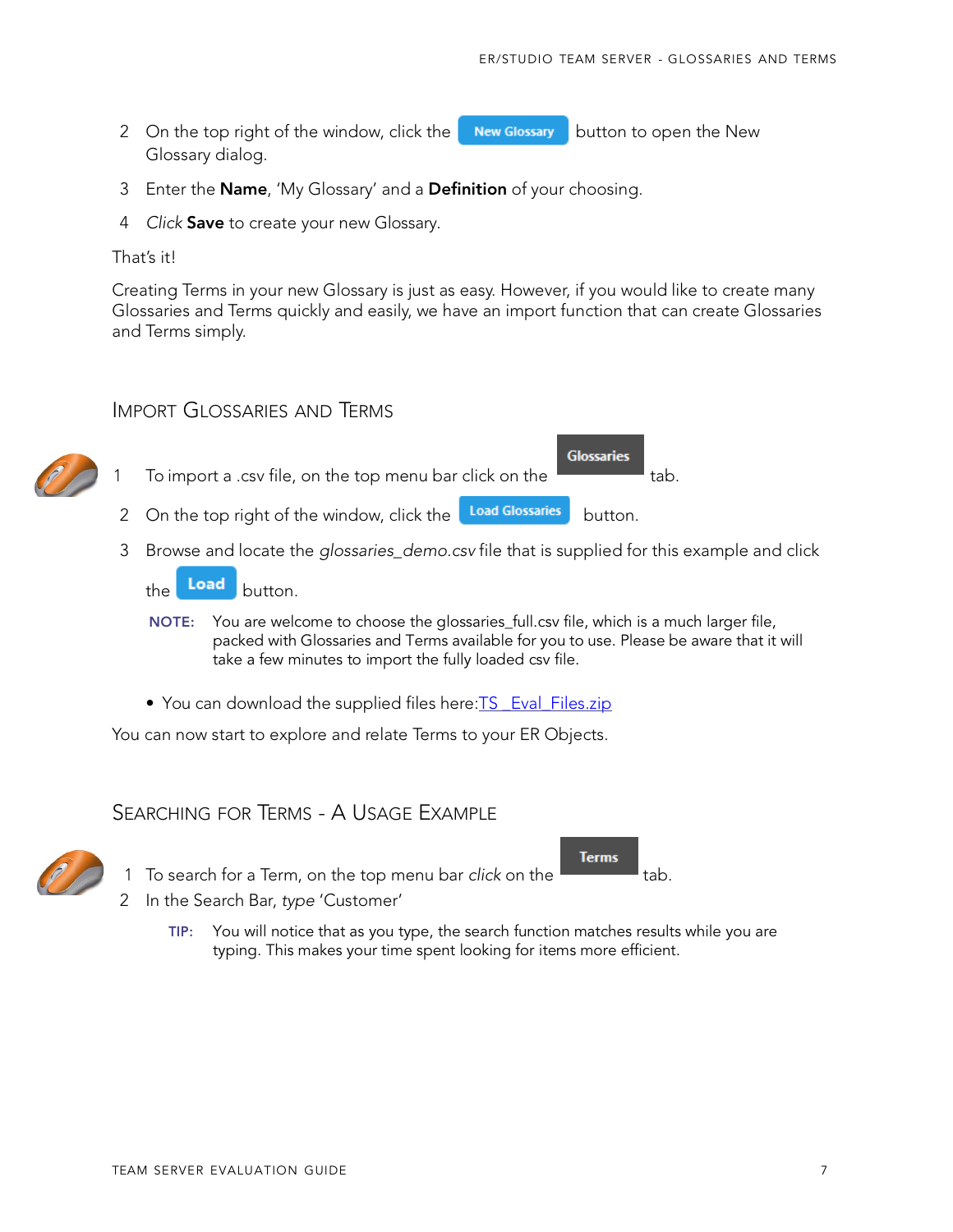2. On the top right of the window, click the **New Glossary** button to open the New Glossary dialog.
3. Enter the **Name**, 'My Glossary' and a **Definition** of your choosing.
4. *Click* **Save** to create your new Glossary.

That's it!

Creating Terms in your new Glossary is just as easy. However, if you would like to create many Glossaries and Terms quickly and easily, we have an import function that can create Glossaries and Terms simply.

## Import Glossaries and Terms

1. To import a .csv file, on the top menu bar click on the **Glossaries** tab.
2. On the top right of the window, click the **Load Glossaries** button.
3. Browse and locate the *glossaries_demo.csv* file that is supplied for this example and click the **Load** button.

   **NOTE:** You are welcome to choose the glossaries_full.csv file, which is a much larger file, packed with Glossaries and Terms available for you to use. Please be aware that it will take a few minutes to import the fully loaded csv file.

   - You can download the supplied files here: [TS_Eval_Files.zip]

You can now start to explore and relate Terms to your ER Objects.

## Searching for Terms - A Usage Example

1. To search for a Term, on the top menu bar *click* on the **Terms** tab.
2. In the Search Bar, *type* 'Customer'

   **TIP:** You will notice that as you type, the search function matches results while you are typing. This makes your time spent looking for items more efficient.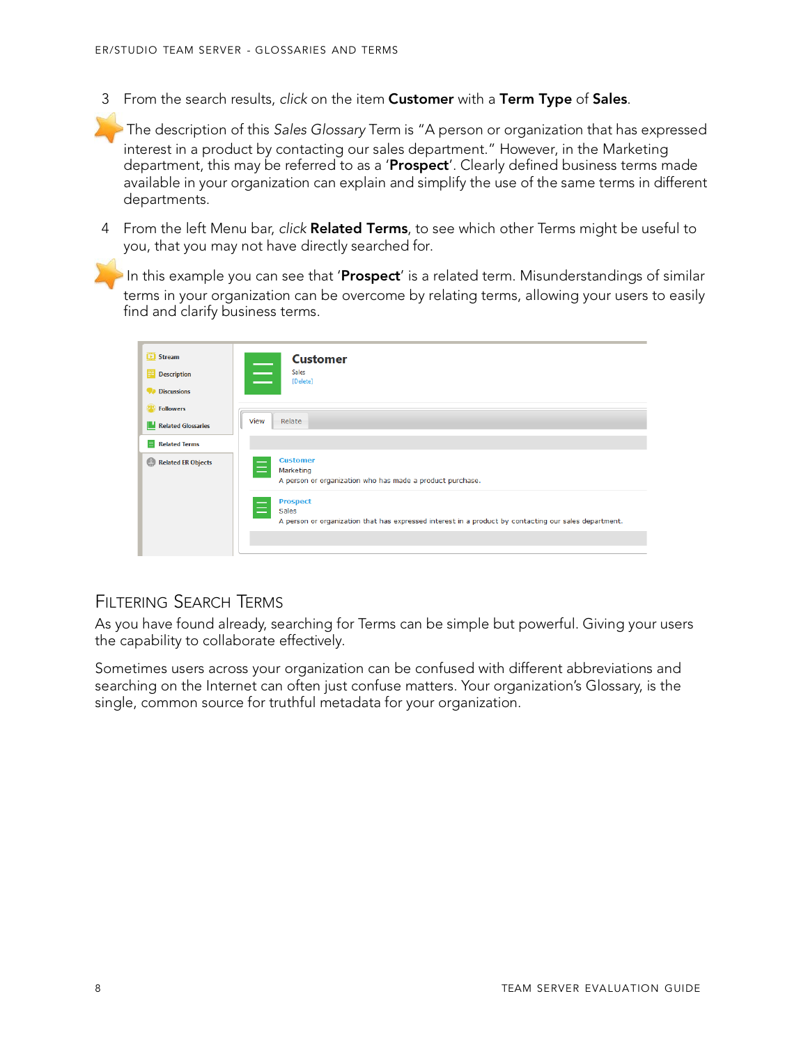3. From the search results, *click* on the item **Customer** with a **Term Type** of **Sales**.

The description of this *Sales Glossary* Term is "A person or organization that has expressed interest in a product by contacting our sales department." However, in the Marketing department, this may be referred to as a '**Prospect**'. Clearly defined business terms made available in your organization can explain and simplify the use of the same terms in different departments.

4. From the left Menu bar, *click* **Related Terms**, to see which other Terms might be useful to you, that you may not have directly searched for.

In this example you can see that '**Prospect**' is a related term. Misunderstandings of similar terms in your organization can be overcome by relating terms, allowing your users to easily find and clarify business terms.

## Filtering Search Terms

As you have found already, searching for Terms can be simple but powerful. Giving your users the capability to collaborate effectively.

Sometimes users across your organization can be confused with different abbreviations and searching on the Internet can often just confuse matters. Your organization's Glossary, is the single, common source for truthful metadata for your organization.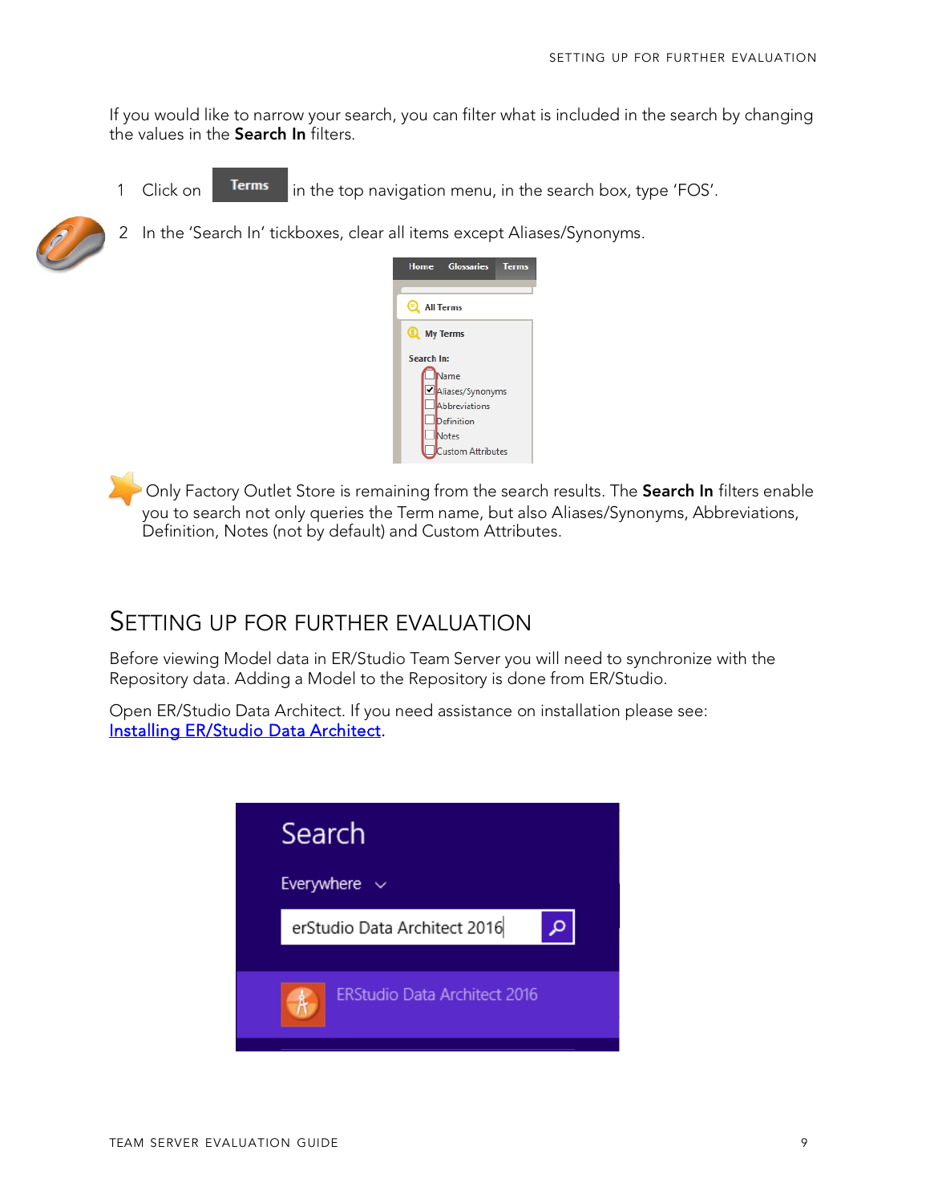If you would like to narrow your search, you can filter what is included in the search by changing the values in the **Search In** filters.

1 Click on **Terms** in the top navigation menu, in the search box, type ‘FOS’.

2 In the ‘Search In’ tickboxes, clear all items except Aliases/Synonyms.

Only Factory Outlet Store is remaining from the search results. The **Search In** filters enable you to search not only queries the Term name, but also Aliases/Synonyms, Abbreviations, Definition, Notes (not by default) and Custom Attributes.

# Setting up for Further Evaluation

Before viewing Model data in ER/Studio Team Server you will need to synchronize with the Repository data. Adding a Model to the Repository is done from ER/Studio.

Open ER/Studio Data Architect. If you need assistance on installation please see: Installing ER/Studio Data Architect.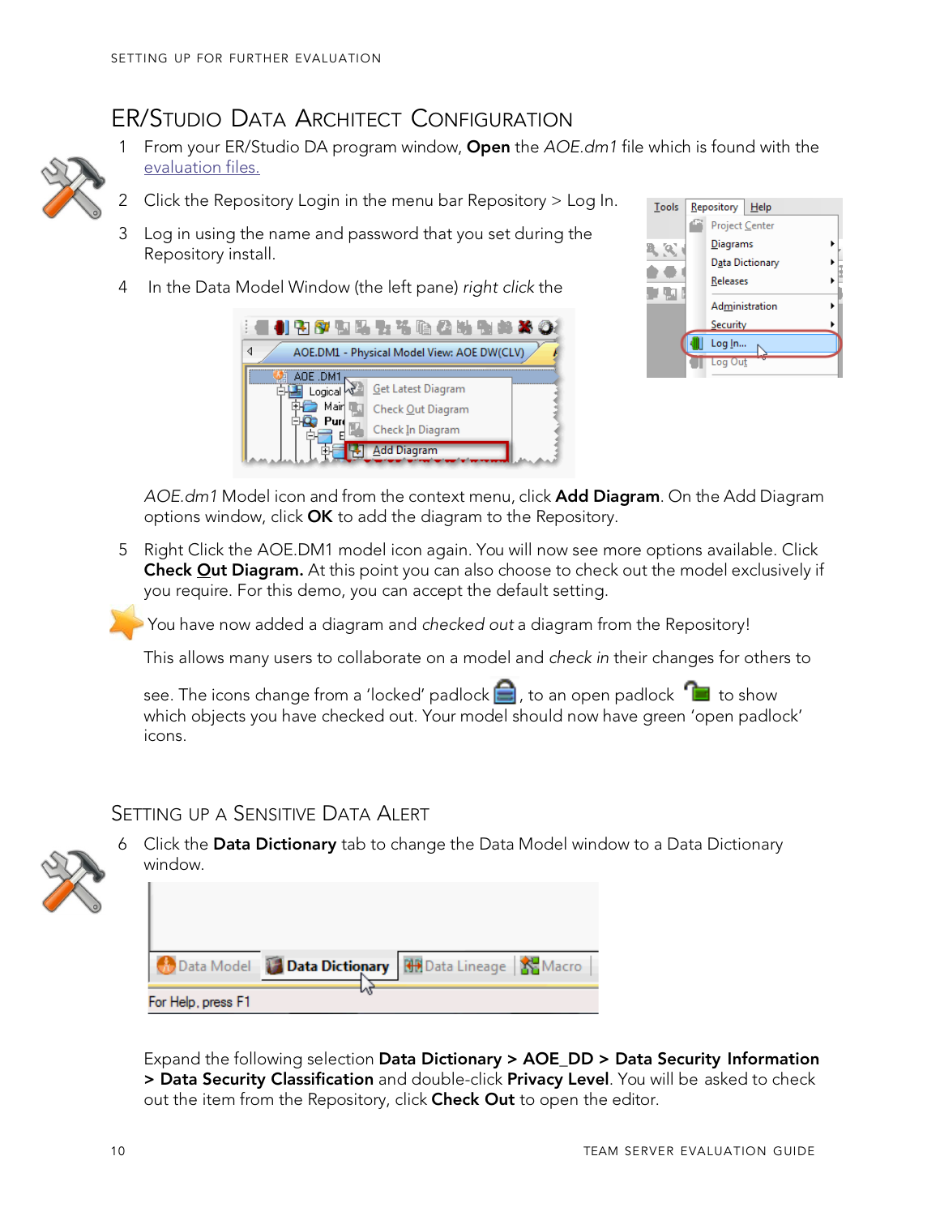## ER/Studio Data Architect Configuration

1. From your ER/Studio DA program window, **Open** the *AOE.dm1* file which is found with the evaluation files.
2. Click the Repository Login in the menu bar Repository > Log In.
3. Log in using the name and password that you set during the Repository install.
4. In the Data Model Window (the left pane) *right click* the *AOE.dm1* Model icon and from the context menu, click **Add Diagram**. On the Add Diagram options window, click **OK** to add the diagram to the Repository.
5. Right Click the AOE.DM1 model icon again. You will now see more options available. Click **Check Out Diagram.** At this point you can also choose to check out the model exclusively if you require. For this demo, you can accept the default setting.

You have now added a diagram and *checked out* a diagram from the Repository!

This allows many users to collaborate on a model and *check in* their changes for others to see. The icons change from a 'locked' padlock, to an open padlock to show which objects you have checked out. Your model should now have green 'open padlock' icons.

## Setting up a Sensitive Data Alert

6. Click the **Data Dictionary** tab to change the Data Model window to a Data Dictionary window.

Expand the following selection **Data Dictionary > AOE_DD > Data Security Information > Data Security Classification** and double-click **Privacy Level**. You will be asked to check out the item from the Repository, click **Check Out** to open the editor.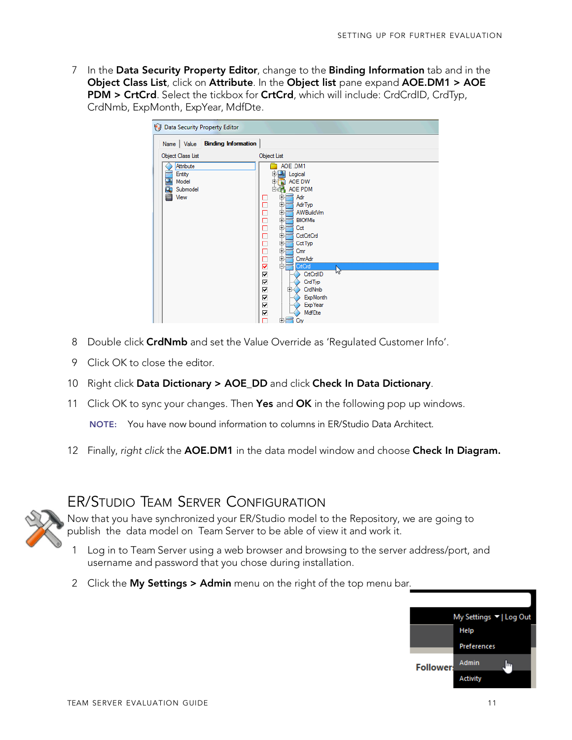7 In the **Data Security Property Editor**, change to the **Binding Information** tab and in the **Object Class List**, click on **Attribute**. In the **Object list** pane expand **AOE.DM1 > AOE PDM > CrtCrd**. Select the tickbox for **CrtCrd**, which will include: CrdCrdID, CrdTyp, CrdNmb, ExpMonth, ExpYear, MdfDte.

8 Double click **CrdNmb** and set the Value Override as 'Regulated Customer Info'.

9 Click OK to close the editor.

10 Right click **Data Dictionary > AOE_DD** and click **Check In Data Dictionary**.

11 Click OK to sync your changes. Then **Yes** and **OK** in the following pop up windows.

**NOTE:** You have now bound information to columns in ER/Studio Data Architect.

12 Finally, *right click* the **AOE.DM1** in the data model window and choose **Check In Diagram.**

## ER/Studio Team Server Configuration

Now that you have synchronized your ER/Studio model to the Repository, we are going to publish the data model on Team Server to be able of view it and work it.

1 Log in to Team Server using a web browser and browsing to the server address/port, and username and password that you chose during installation.

2 Click the **My Settings > Admin** menu on the right of the top menu bar.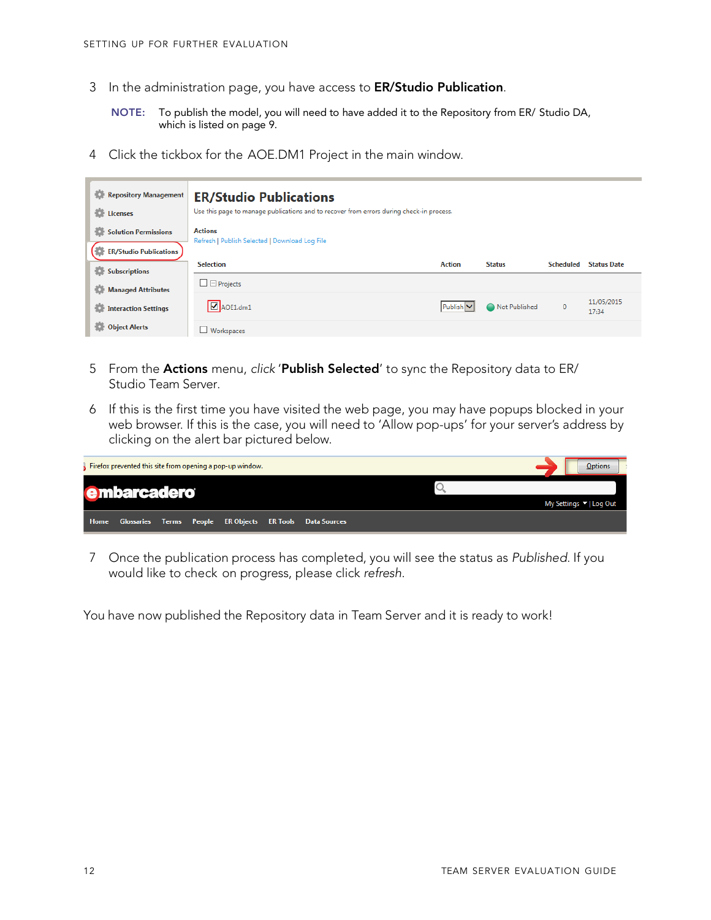3 In the administration page, you have access to **ER/Studio Publication**.

> **NOTE:** To publish the model, you will need to have added it to the Repository from ER/ Studio DA, which is listed on page 9.

4 Click the tickbox for the AOE.DM1 Project in the main window.

5 From the **Actions** menu, *click* '**Publish Selected**' to sync the Repository data to ER/ Studio Team Server.

6 If this is the first time you have visited the web page, you may have popups blocked in your web browser. If this is the case, you will need to 'Allow pop-ups' for your server's address by clicking on the alert bar pictured below.

7 Once the publication process has completed, you will see the status as *Published*. If you would like to check on progress, please click *refresh*.

You have now published the Repository data in Team Server and it is ready to work!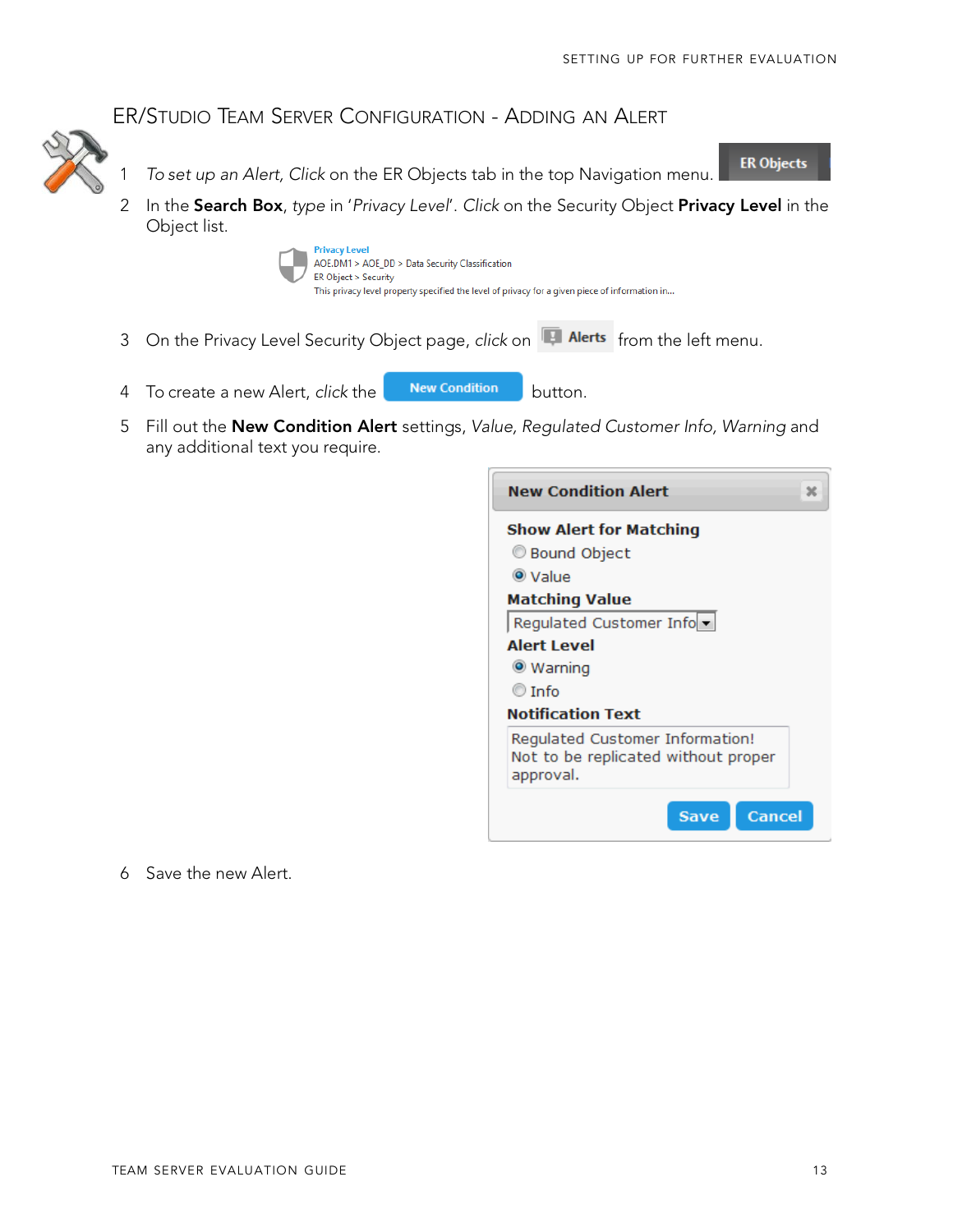## ER/Studio Team Server Configuration - Adding an Alert

1. *To set up an Alert, Click* on the ER Objects tab in the top Navigation menu. ER Objects
2. In the **Search Box**, *type* in '*Privacy Level*'. *Click* on the Security Object **Privacy Level** in the Object list.

   Privacy Level
   AOE.DM1 > AOE_DD > Data Security Classification
   ER Object > Security
   This privacy level property specified the level of privacy for a given piece of information in...

3. On the Privacy Level Security Object page, *click* on Alerts from the left menu.
4. To create a new Alert, *click* the New Condition button.
5. Fill out the **New Condition Alert** settings, *Value, Regulated Customer Info, Warning* and any additional text you require.

   **New Condition Alert**

   **Show Alert for Matching**
   - Bound Object
   - Value (selected)

   **Matching Value**
   Regulated Customer Info

   **Alert Level**
   - Warning (selected)
   - Info

   **Notification Text**
   Regulated Customer Information! Not to be replicated without proper approval.

   Save | Cancel

6. Save the new Alert.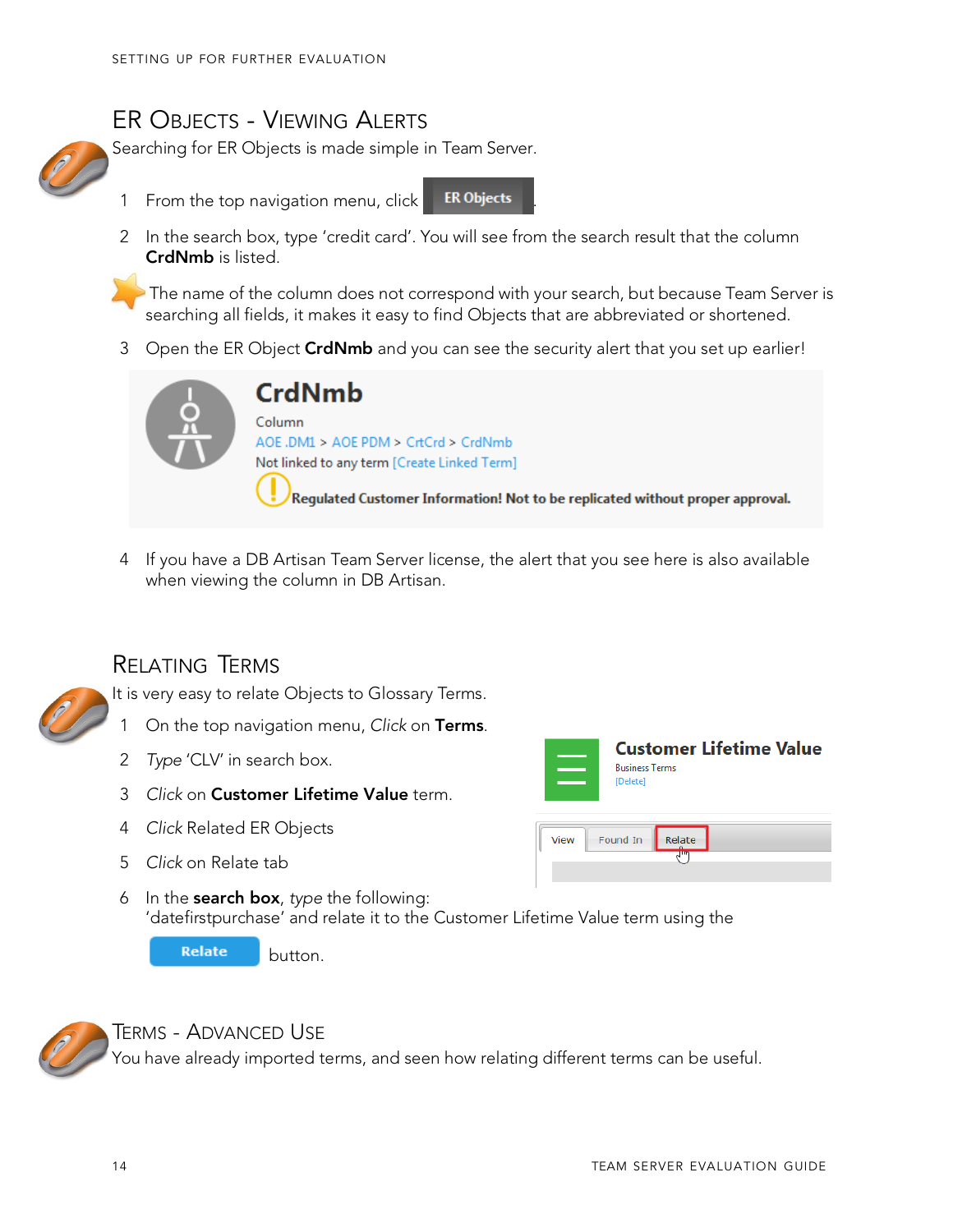## ER Objects - Viewing Alerts

Searching for ER Objects is made simple in Team Server.

1. From the top navigation menu, click **ER Objects**.
2. In the search box, type 'credit card'. You will see from the search result that the column **CrdNmb** is listed.

The name of the column does not correspond with your search, but because Team Server is searching all fields, it makes it easy to find Objects that are abbreviated or shortened.

3. Open the ER Object **CrdNmb** and you can see the security alert that you set up earlier!

**CrdNmb**
Column
AOE .DM1 > AOE PDM > CrtCrd > CrdNmb
Not linked to any term [Create Linked Term]
**Regulated Customer Information! Not to be replicated without proper approval.**

4. If you have a DB Artisan Team Server license, the alert that you see here is also available when viewing the column in DB Artisan.

## Relating Terms

It is very easy to relate Objects to Glossary Terms.

1. On the top navigation menu, *Click* on **Terms**.
2. *Type* 'CLV' in search box.
3. *Click* on **Customer Lifetime Value** term.
4. *Click* Related ER Objects
5. *Click* on Relate tab
6. In the **search box**, *type* the following: 'datefirstpurchase' and relate it to the Customer Lifetime Value term using the **Relate** button.

**Customer Lifetime Value**
Business Terms
[Delete]

View | Found In | Relate

## Terms - Advanced Use

You have already imported terms, and seen how relating different terms can be useful.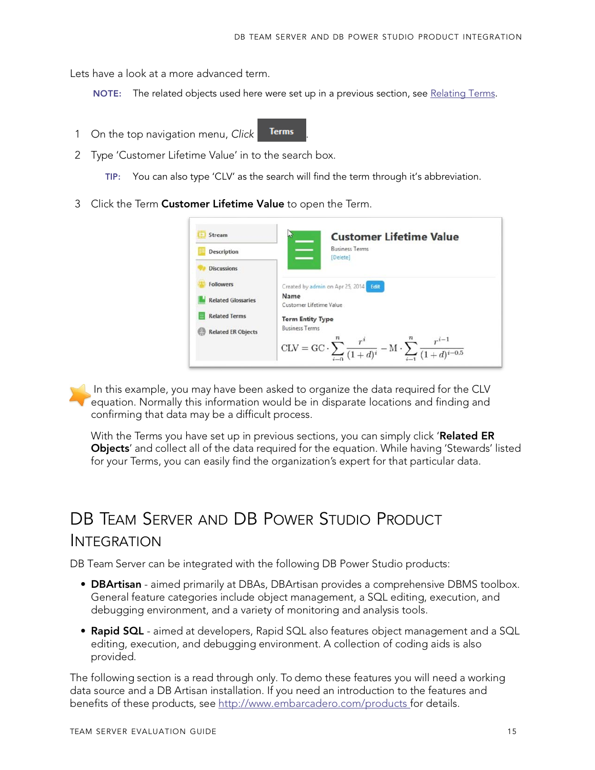Lets have a look at a more advanced term.

**NOTE:** The related objects used here were set up in a previous section, see Relating Terms.

1. On the top navigation menu, *Click* **Terms**.
2. Type 'Customer Lifetime Value' in to the search box.

   **TIP:** You can also type 'CLV' as the search will find the term through it's abbreviation.

3. Click the Term **Customer Lifetime Value** to open the Term.

In this example, you may have been asked to organize the data required for the CLV equation. Normally this information would be in disparate locations and finding and confirming that data may be a difficult process.

With the Terms you have set up in previous sections, you can simply click '**Related ER Objects**' and collect all of the data required for the equation. While having 'Stewards' listed for your Terms, you can easily find the organization's expert for that particular data.

# DB Team Server and DB Power Studio Product Integration

DB Team Server can be integrated with the following DB Power Studio products:

- **DBArtisan** - aimed primarily at DBAs, DBArtisan provides a comprehensive DBMS toolbox. General feature categories include object management, a SQL editing, execution, and debugging environment, and a variety of monitoring and analysis tools.
- **Rapid SQL** - aimed at developers, Rapid SQL also features object management and a SQL editing, execution, and debugging environment. A collection of coding aids is also provided.

The following section is a read through only. To demo these features you will need a working data source and a DB Artisan installation. If you need an introduction to the features and benefits of these products, see http://www.embarcadero.com/products for details.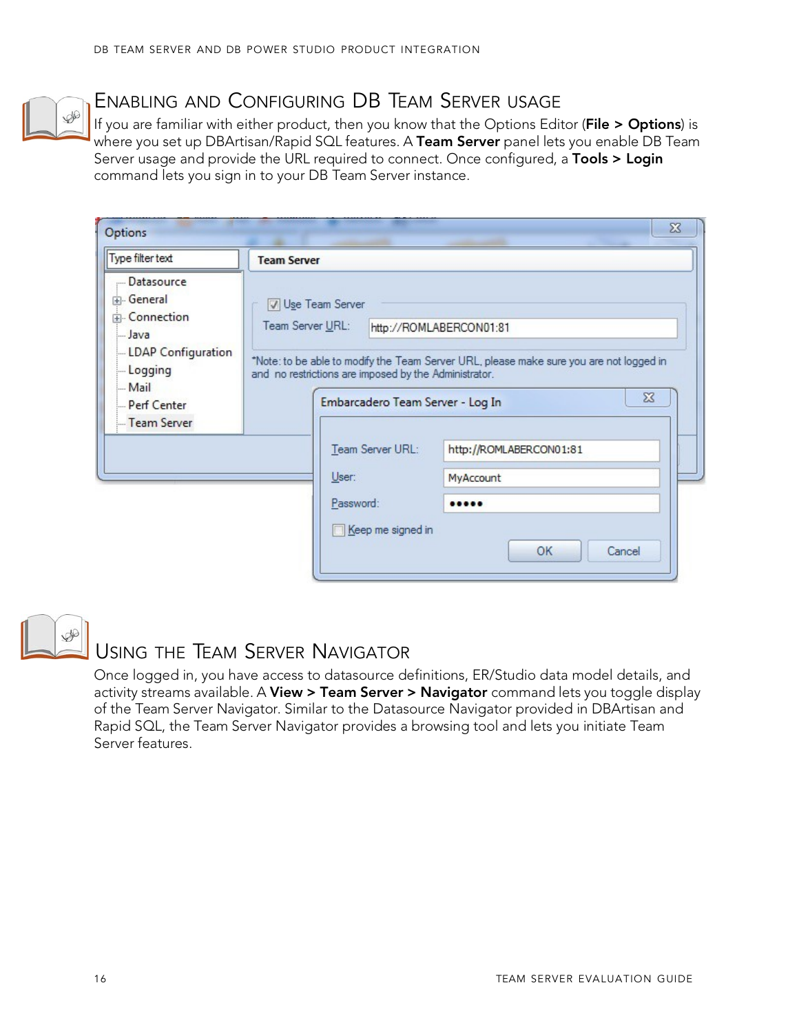## Enabling and Configuring DB Team Server usage

If you are familiar with either product, then you know that the Options Editor (**File > Options**) is where you set up DBArtisan/Rapid SQL features. A **Team Server** panel lets you enable DB Team Server usage and provide the URL required to connect. Once configured, a **Tools > Login** command lets you sign in to your DB Team Server instance.

## Using the Team Server Navigator

Once logged in, you have access to datasource definitions, ER/Studio data model details, and activity streams available. A **View > Team Server > Navigator** command lets you toggle display of the Team Server Navigator. Similar to the Datasource Navigator provided in DBArtisan and Rapid SQL, the Team Server Navigator provides a browsing tool and lets you initiate Team Server features.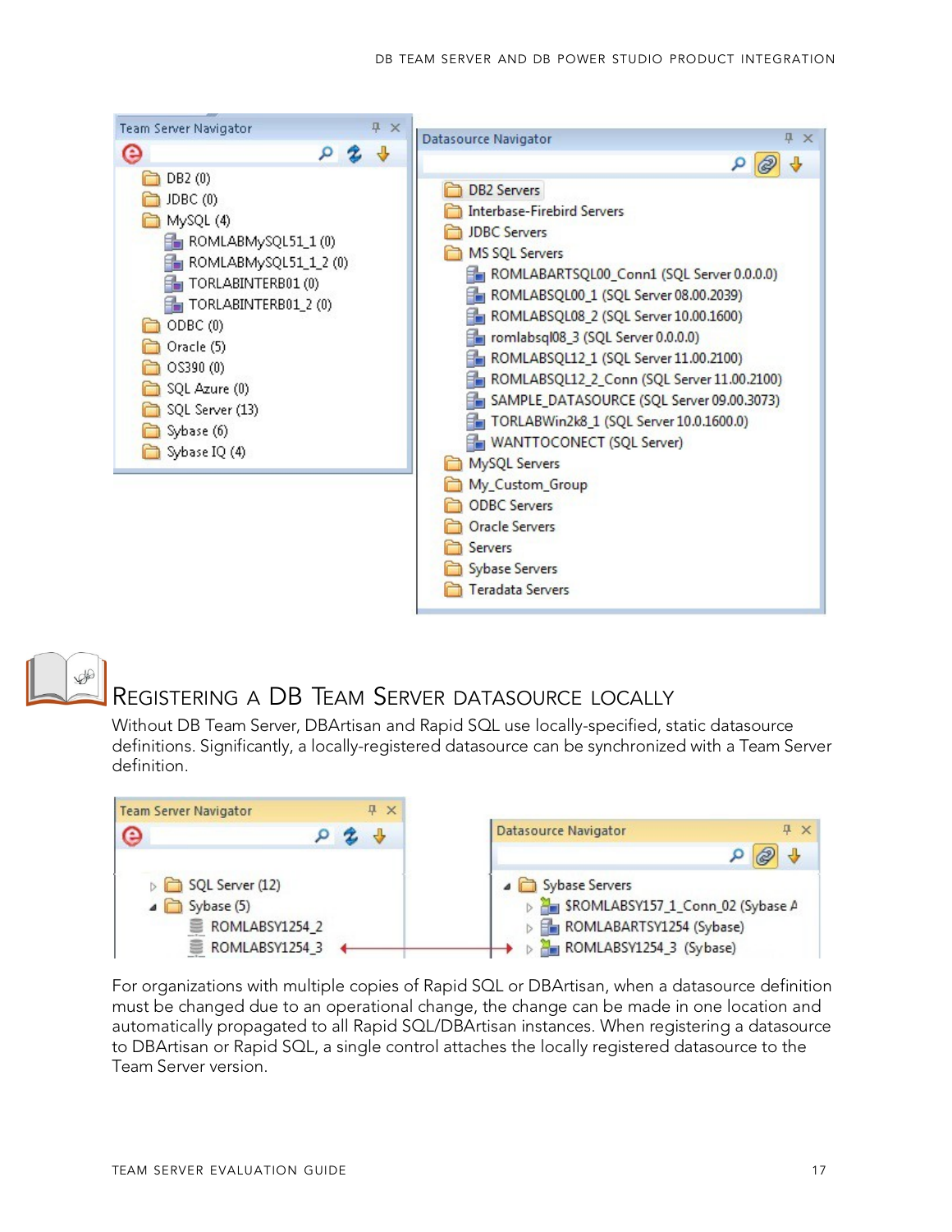## Registering a DB Team Server datasource locally

Without DB Team Server, DBArtisan and Rapid SQL use locally-specified, static datasource definitions. Significantly, a locally-registered datasource can be synchronized with a Team Server definition.

For organizations with multiple copies of Rapid SQL or DBArtisan, when a datasource definition must be changed due to an operational change, the change can be made in one location and automatically propagated to all Rapid SQL/DBArtisan instances. When registering a datasource to DBArtisan or Rapid SQL, a single control attaches the locally registered datasource to the Team Server version.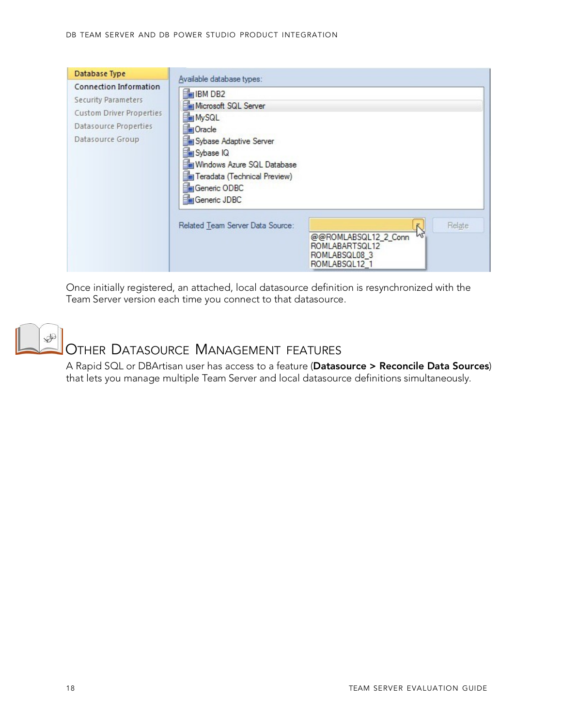Once initially registered, an attached, local datasource definition is resynchronized with the Team Server version each time you connect to that datasource.

## Other Datasource Management features

A Rapid SQL or DBArtisan user has access to a feature (**Datasource > Reconcile Data Sources**) that lets you manage multiple Team Server and local datasource definitions simultaneously.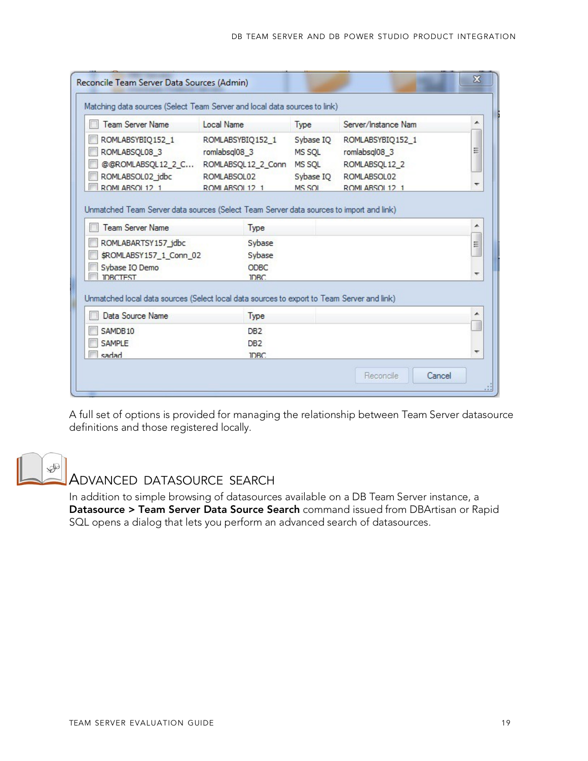A full set of options is provided for managing the relationship between Team Server datasource definitions and those registered locally.

## Advanced Datasource Search

In addition to simple browsing of datasources available on a DB Team Server instance, a **Datasource > Team Server Data Source Search** command issued from DBArtisan or Rapid SQL opens a dialog that lets you perform an advanced search of datasources.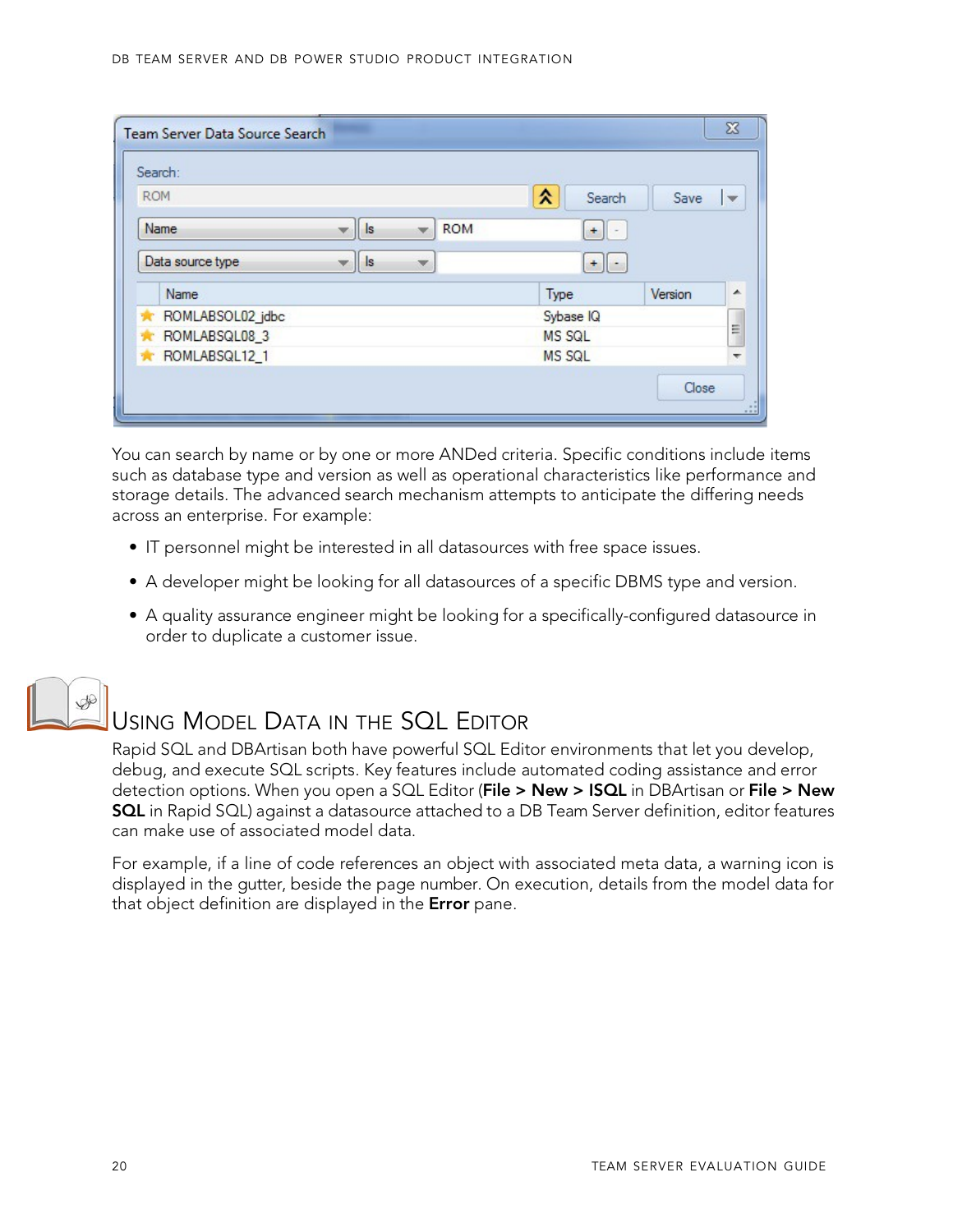You can search by name or by one or more ANDed criteria. Specific conditions include items such as database type and version as well as operational characteristics like performance and storage details. The advanced search mechanism attempts to anticipate the differing needs across an enterprise. For example:

- IT personnel might be interested in all datasources with free space issues.
- A developer might be looking for all datasources of a specific DBMS type and version.
- A quality assurance engineer might be looking for a specifically-configured datasource in order to duplicate a customer issue.

## Using Model Data in the SQL Editor

Rapid SQL and DBArtisan both have powerful SQL Editor environments that let you develop, debug, and execute SQL scripts. Key features include automated coding assistance and error detection options. When you open a SQL Editor (**File > New > ISQL** in DBArtisan or **File > New SQL** in Rapid SQL) against a datasource attached to a DB Team Server definition, editor features can make use of associated model data.

For example, if a line of code references an object with associated meta data, a warning icon is displayed in the gutter, beside the page number. On execution, details from the model data for that object definition are displayed in the **Error** pane.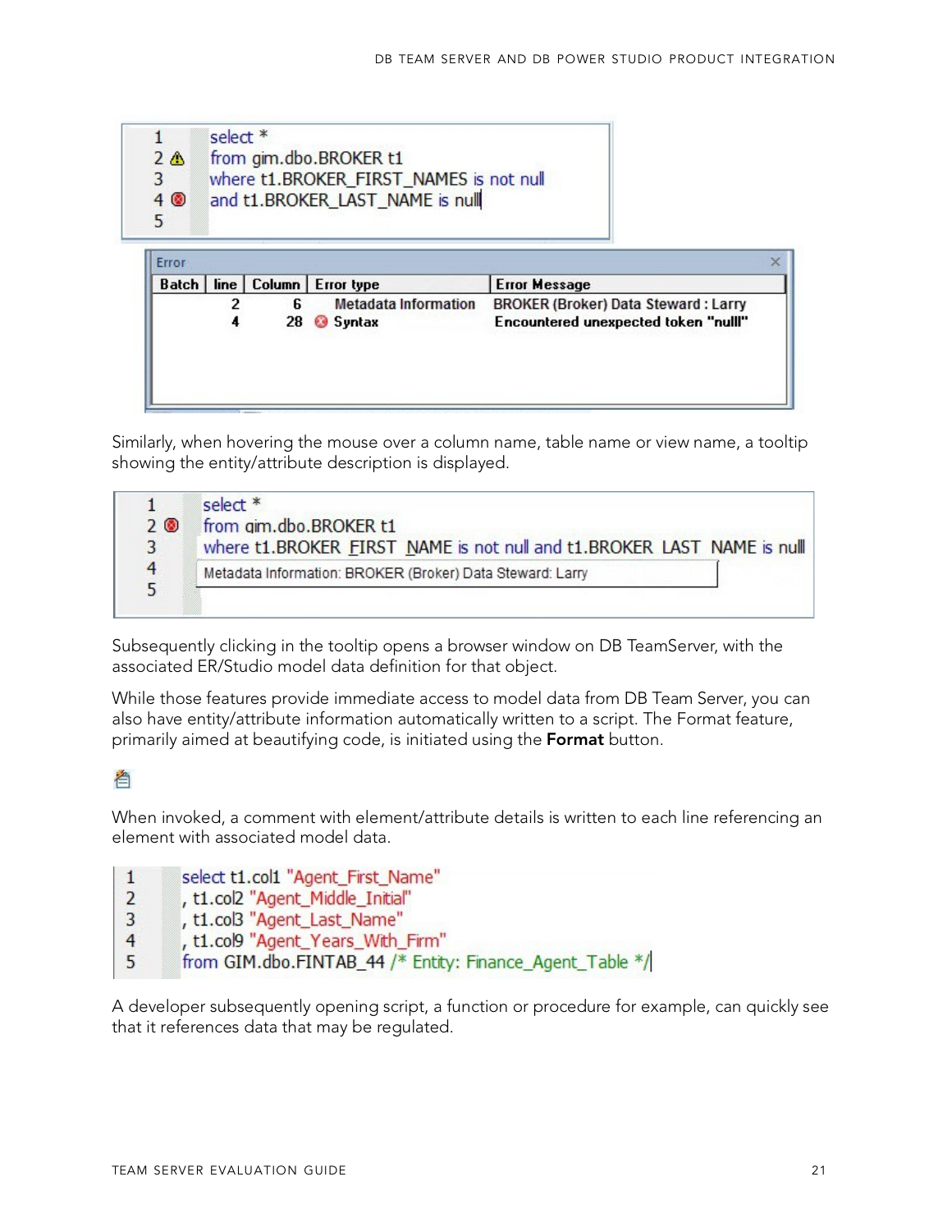```
1     select *
2 ⚠   from gim.dbo.BROKER t1
3     where t1.BROKER_FIRST_NAMES is not null
4 ⊗   and t1.BROKER_LAST_NAME is nulll
5
```

Error

| Batch | line | Column | Error type | Error Message |
|---|---|---|---|---|
| | 2 | 6 | Metadata Information | BROKER (Broker) Data Steward : Larry |
| | 4 | 28 | Syntax | Encountered unexpected token "nulll" |

Similarly, when hovering the mouse over a column name, table name or view name, a tooltip showing the entity/attribute description is displayed.

```
1     select *
2 ⊗   from gim.dbo.BROKER t1
3     where t1.BROKER_FIRST_NAME is not null and t1.BROKER_LAST_NAME is nulll
4     Metadata Information: BROKER (Broker) Data Steward: Larry
5
```

Subsequently clicking in the tooltip opens a browser window on DB TeamServer, with the associated ER/Studio model data definition for that object.

While those features provide immediate access to model data from DB Team Server, you can also have entity/attribute information automatically written to a script. The Format feature, primarily aimed at beautifying code, is initiated using the **Format** button.

When invoked, a comment with element/attribute details is written to each line referencing an element with associated model data.

```
1     select t1.col1 "Agent_First_Name"
2     , t1.col2 "Agent_Middle_Initial"
3     , t1.col3 "Agent_Last_Name"
4     , t1.col9 "Agent_Years_With_Firm"
5     from GIM.dbo.FINTAB_44 /* Entity: Finance_Agent_Table */
```

A developer subsequently opening script, a function or procedure for example, can quickly see that it references data that may be regulated.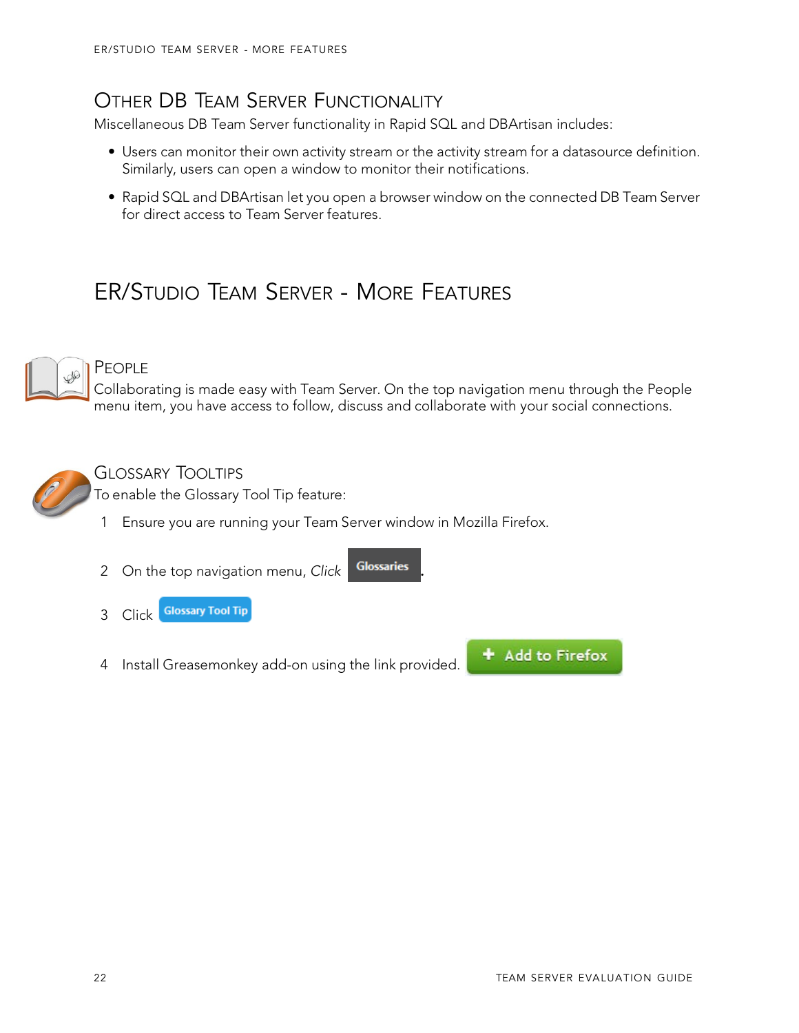## Other DB Team Server Functionality

Miscellaneous DB Team Server functionality in Rapid SQL and DBArtisan includes:

- Users can monitor their own activity stream or the activity stream for a datasource definition. Similarly, users can open a window to monitor their notifications.
- Rapid SQL and DBArtisan let you open a browser window on the connected DB Team Server for direct access to Team Server features.

# ER/Studio Team Server - More Features

## People

Collaborating is made easy with Team Server. On the top navigation menu through the People menu item, you have access to follow, discuss and collaborate with your social connections.

## Glossary Tooltips

To enable the Glossary Tool Tip feature:

1. Ensure you are running your Team Server window in Mozilla Firefox.
2. On the top navigation menu, *Click* Glossaries.
3. Click Glossary Tool Tip
4. Install Greasemonkey add-on using the link provided. + Add to Firefox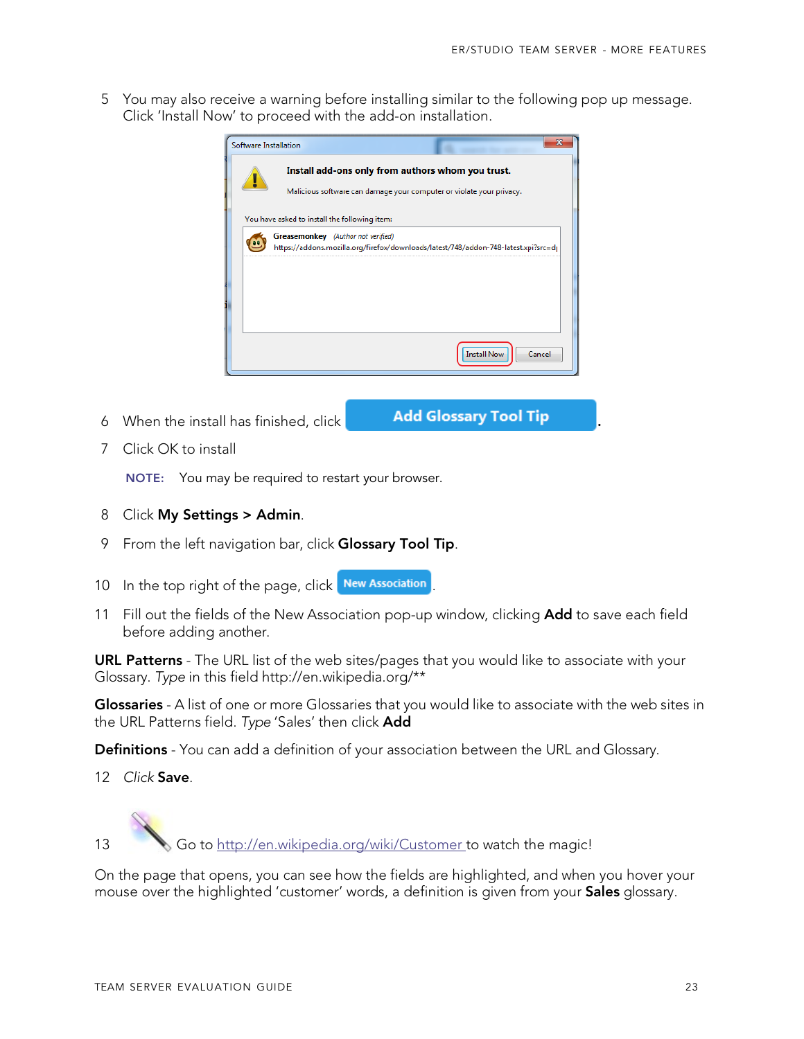5 You may also receive a warning before installing similar to the following pop up message. Click 'Install Now' to proceed with the add-on installation.

6 When the install has finished, click **Add Glossary Tool Tip**.

7 Click OK to install

**NOTE:** You may be required to restart your browser.

8 Click **My Settings > Admin**.

9 From the left navigation bar, click **Glossary Tool Tip**.

10 In the top right of the page, click **New Association**.

11 Fill out the fields of the New Association pop-up window, clicking **Add** to save each field before adding another.

**URL Patterns** - The URL list of the web sites/pages that you would like to associate with your Glossary. *Type* in this field http://en.wikipedia.org/**

**Glossaries** - A list of one or more Glossaries that you would like to associate with the web sites in the URL Patterns field. *Type* 'Sales' then click **Add**

**Definitions** - You can add a definition of your association between the URL and Glossary.

12 *Click* **Save**.

13 Go to [http://en.wikipedia.org/wiki/Customer](http://en.wikipedia.org/wiki/Customer) to watch the magic!

On the page that opens, you can see how the fields are highlighted, and when you hover your mouse over the highlighted 'customer' words, a definition is given from your **Sales** glossary.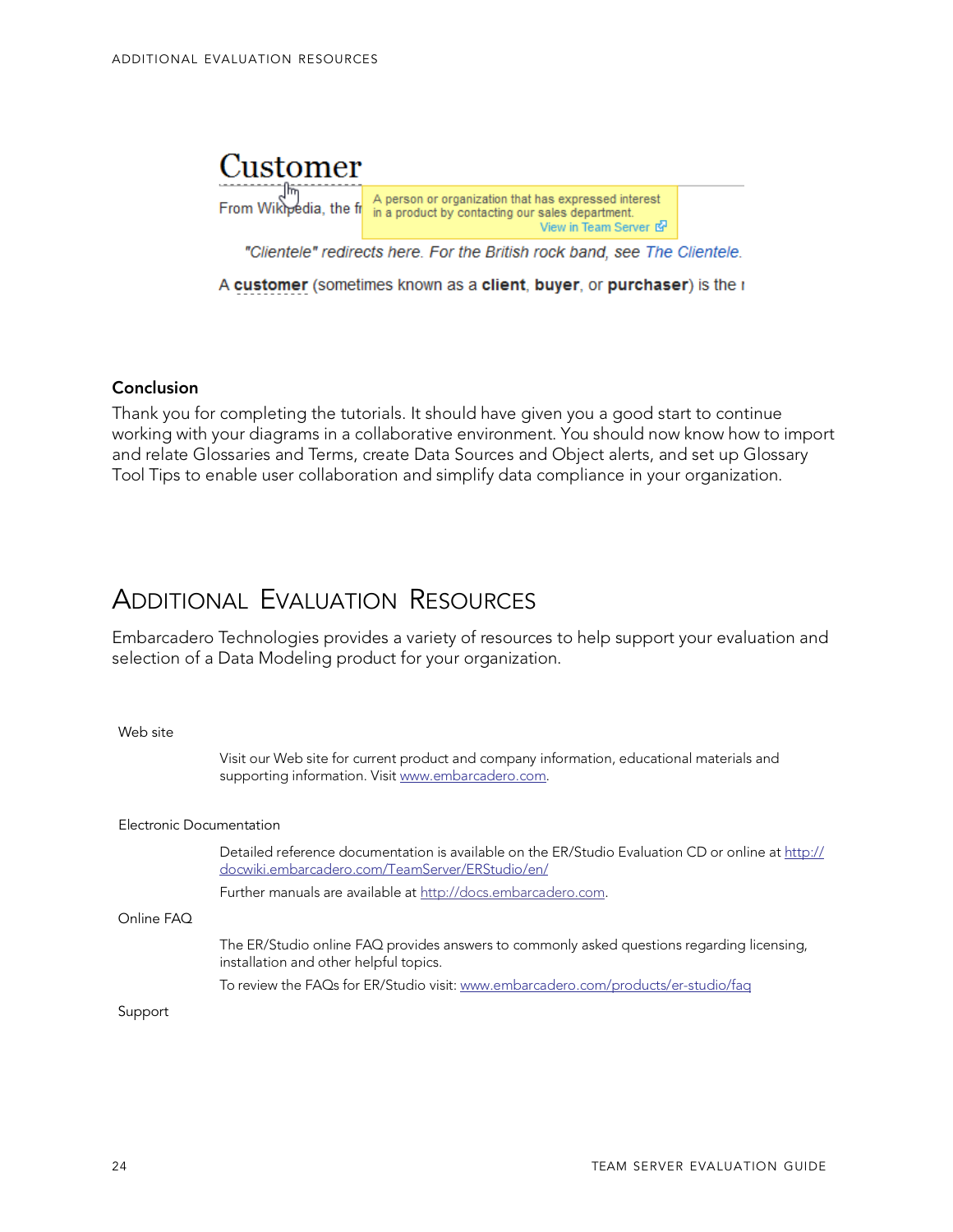## Conclusion

Thank you for completing the tutorials. It should have given you a good start to continue working with your diagrams in a collaborative environment. You should now know how to import and relate Glossaries and Terms, create Data Sources and Object alerts, and set up Glossary Tool Tips to enable user collaboration and simplify data compliance in your organization.

# Additional Evaluation Resources

Embarcadero Technologies provides a variety of resources to help support your evaluation and selection of a Data Modeling product for your organization.

Web site

Visit our Web site for current product and company information, educational materials and supporting information. Visit www.embarcadero.com.

Electronic Documentation

Detailed reference documentation is available on the ER/Studio Evaluation CD or online at http://docwiki.embarcadero.com/TeamServer/ERStudio/en/

Further manuals are available at http://docs.embarcadero.com.

Online FAQ

The ER/Studio online FAQ provides answers to commonly asked questions regarding licensing, installation and other helpful topics.

To review the FAQs for ER/Studio visit: www.embarcadero.com/products/er-studio/faq

Support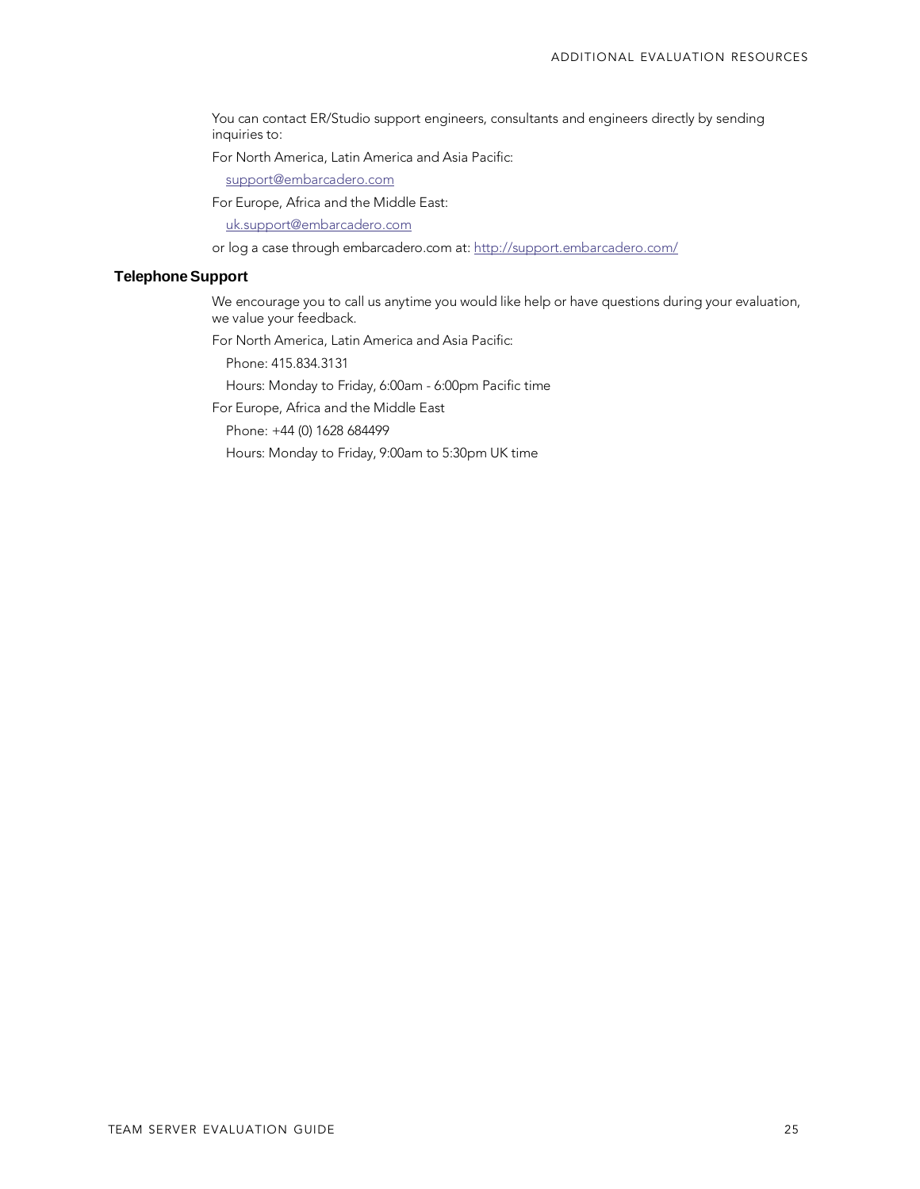You can contact ER/Studio support engineers, consultants and engineers directly by sending inquiries to:

For North America, Latin America and Asia Pacific:

[support@embarcadero.com](mailto:support@embarcadero.com)

For Europe, Africa and the Middle East:

[uk.support@embarcadero.com](mailto:uk.support@embarcadero.com)

or log a case through embarcadero.com at: [http://support.embarcadero.com/](http://support.embarcadero.com/)

## Telephone Support

We encourage you to call us anytime you would like help or have questions during your evaluation, we value your feedback.

For North America, Latin America and Asia Pacific:

Phone: 415.834.3131

Hours: Monday to Friday, 6:00am - 6:00pm Pacific time

For Europe, Africa and the Middle East

Phone: +44 (0) 1628 684499

Hours: Monday to Friday, 9:00am to 5:30pm UK time